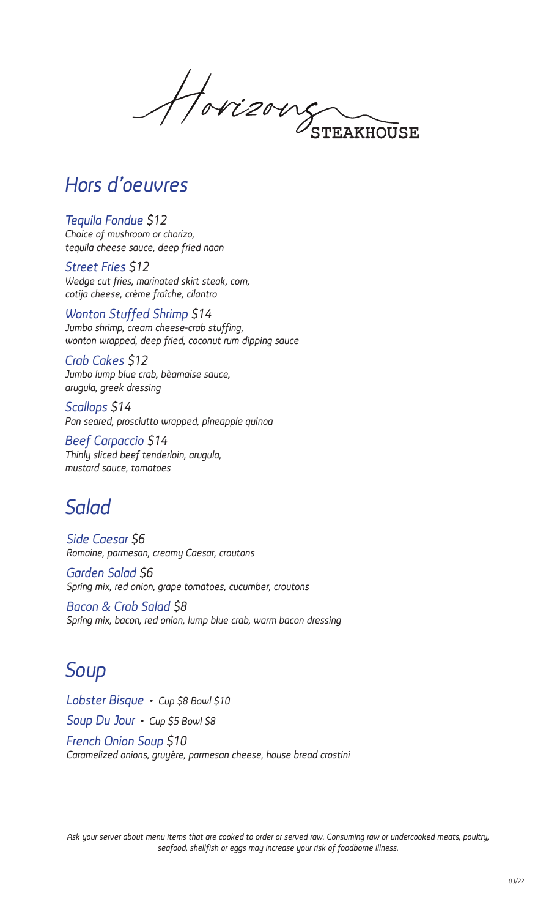# Horizons STEAKHOUSE

## Hors d'oeuvres

*Tequila Fondue $12*
*Choice of mushroom or chorizo, tequila cheese sauce, deep fried naan*

*Street Fries $12*
*Wedge cut fries, marinated skirt steak, corn, cotija cheese, crème fraîche, cilantro*

*Wonton Stuffed Shrimp $14*
*Jumbo shrimp, cream cheese-crab stuffing, wonton wrapped, deep fried, coconut rum dipping sauce*

*Crab Cakes $12*
*Jumbo lump blue crab, bèarnaise sauce, arugula, greek dressing*

*Scallops $14*
*Pan seared, prosciutto wrapped, pineapple quinoa*

*Beef Carpaccio $14*
*Thinly sliced beef tenderloin, arugula, mustard sauce, tomatoes*

## Salad

*Side Caesar $6*
*Romaine, parmesan, creamy Caesar, croutons*

*Garden Salad $6*
*Spring mix, red onion, grape tomatoes, cucumber, croutons*

*Bacon & Crab Salad $8*
*Spring mix, bacon, red onion, lump blue crab, warm bacon dressing*

## Soup

*Lobster Bisque • Cup $8 Bowl $10*

*Soup Du Jour • Cup $5 Bowl $8*

*French Onion Soup $10*
*Caramelized onions, gruyère, parmesan cheese, house bread crostini*

*Ask your server about menu items that are cooked to order or served raw. Consuming raw or undercooked meats, poultry, seafood, shellfish or eggs may increase your risk of foodborne illness.*

*03/22*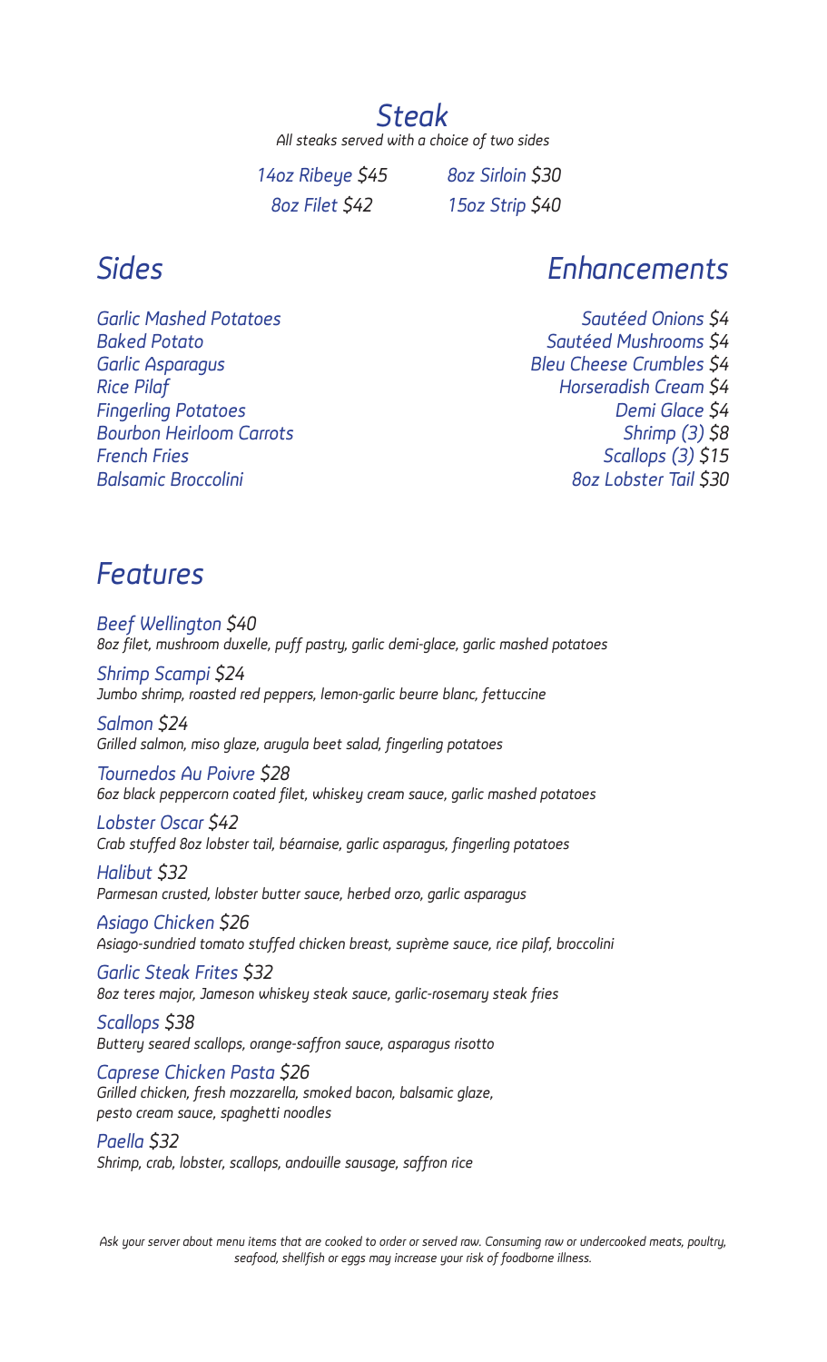# Steak

*All steaks served with a choice of two sides*

14oz Ribeye $45
8oz Sirloin $30
8oz Filet $42
15oz Strip $40

## Sides

- Garlic Mashed Potatoes
- Baked Potato
- Garlic Asparagus
- Rice Pilaf
- Fingerling Potatoes
- Bourbon Heirloom Carrots
- French Fries
- Balsamic Broccolini

## Enhancements

- Sautéed Onions $4
- Sautéed Mushrooms $4
- Bleu Cheese Crumbles $4
- Horseradish Cream $4
- Demi Glace $4
- Shrimp (3) $8
- Scallops (3) $15
- 8oz Lobster Tail $30

## Features

Beef Wellington $40
*8oz filet, mushroom duxelle, puff pastry, garlic demi-glace, garlic mashed potatoes*

Shrimp Scampi $24
*Jumbo shrimp, roasted red peppers, lemon-garlic beurre blanc, fettuccine*

Salmon $24
*Grilled salmon, miso glaze, arugula beet salad, fingerling potatoes*

Tournedos Au Poivre $28
*6oz black peppercorn coated filet, whiskey cream sauce, garlic mashed potatoes*

Lobster Oscar $42
*Crab stuffed 8oz lobster tail, béarnaise, garlic asparagus, fingerling potatoes*

Halibut $32
*Parmesan crusted, lobster butter sauce, herbed orzo, garlic asparagus*

Asiago Chicken $26
*Asiago-sundried tomato stuffed chicken breast, suprème sauce, rice pilaf, broccolini*

Garlic Steak Frites $32
*8oz teres major, Jameson whiskey steak sauce, garlic-rosemary steak fries*

Scallops $38
*Buttery seared scallops, orange-saffron sauce, asparagus risotto*

Caprese Chicken Pasta $26
*Grilled chicken, fresh mozzarella, smoked bacon, balsamic glaze, pesto cream sauce, spaghetti noodles*

Paella $32
*Shrimp, crab, lobster, scallops, andouille sausage, saffron rice*

*Ask your server about menu items that are cooked to order or served raw. Consuming raw or undercooked meats, poultry, seafood, shellfish or eggs may increase your risk of foodborne illness.*